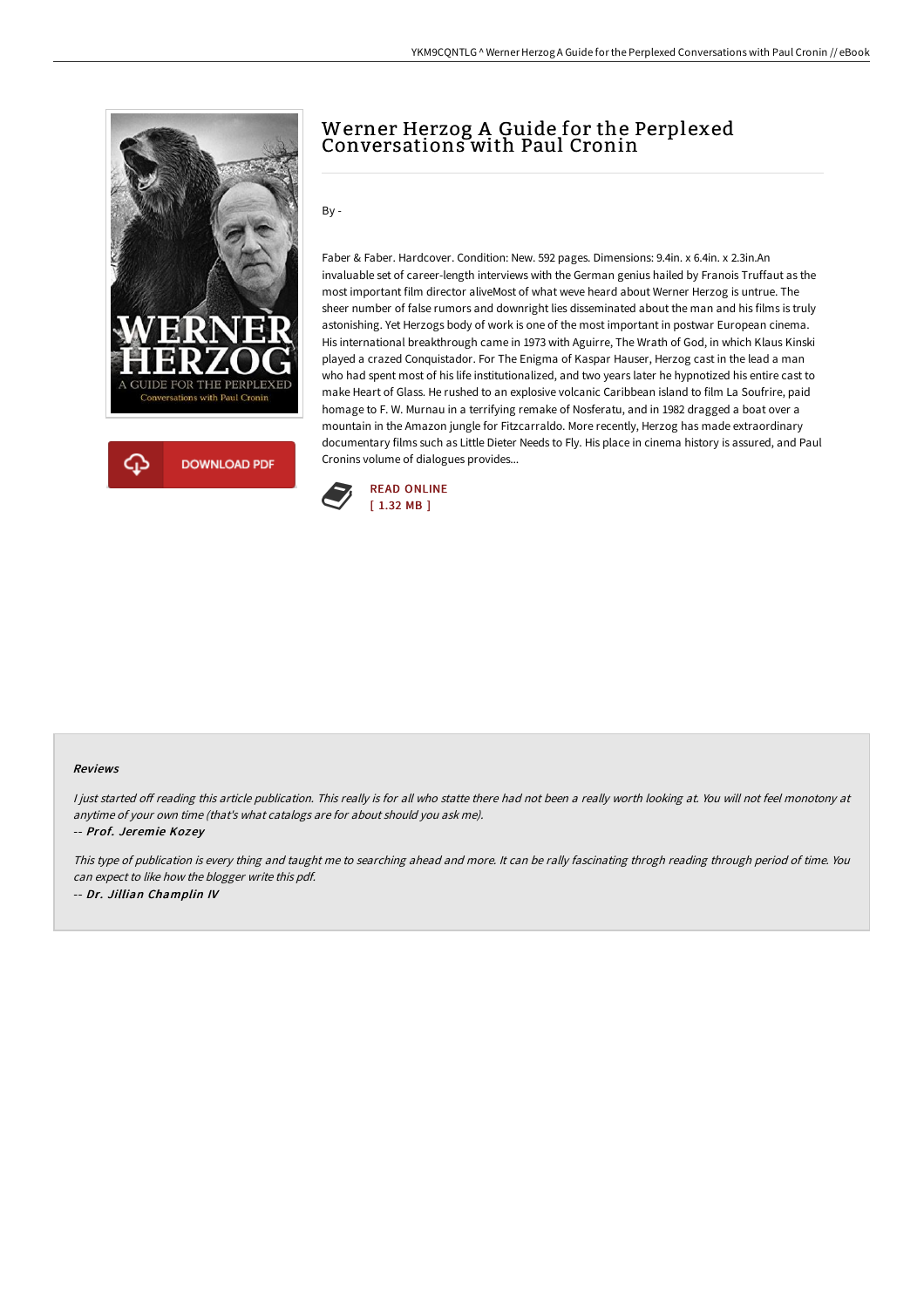# Werner Herzog A Guide for the Perplexed Conversations with Paul Cronin

By -

Faber & Faber. Hardcover. Condition: New. 592 pages. Dimensions: 9.4in. x 6.4in. x 2.3in.An invaluable set of career-length interviews with the German genius hailed by Franois Truffaut as the most important film director aliveMost of what weve heard about Werner Herzog is untrue. The sheer number of false rumors and downright lies disseminated about the man and his films is truly astonishing. Yet Herzogs body of work is one of the most important in postwar European cinema. His international breakthrough came in 1973 with Aguirre, The Wrath of God, in which Klaus Kinski played a crazed Conquistador. For The Enigma of Kaspar Hauser, Herzog cast in the lead a man who had spent most of his life institutionalized, and two years later he hypnotized his entire cast to make Heart of Glass. He rushed to an explosive volcanic Caribbean island to film La Soufrire, paid homage to F. W. Murnau in a terrifying remake of Nosferatu, and in 1982 dragged a boat over a mountain in the Amazon jungle for Fitzcarraldo. More recently, Herzog has made extraordinary documentary films such as Little Dieter Needs to Fly. His place in cinema history is assured, and Paul Cronins volume of dialogues provides...

DOWNLOAD PDF

READ ONLINE
[ 1.32 MB ]

### Reviews

*I just started off reading this article publication. This really is for all who statte there had not been a really worth looking at. You will not feel monotony at anytime of your own time (that's what catalogs are for about should you ask me).*

*-- Prof. Jeremie Kozey*

*This type of publication is every thing and taught me to searching ahead and more. It can be rally fascinating throgh reading through period of time. You can expect to like how the blogger write this pdf.*

*-- Dr. Jillian Champlin IV*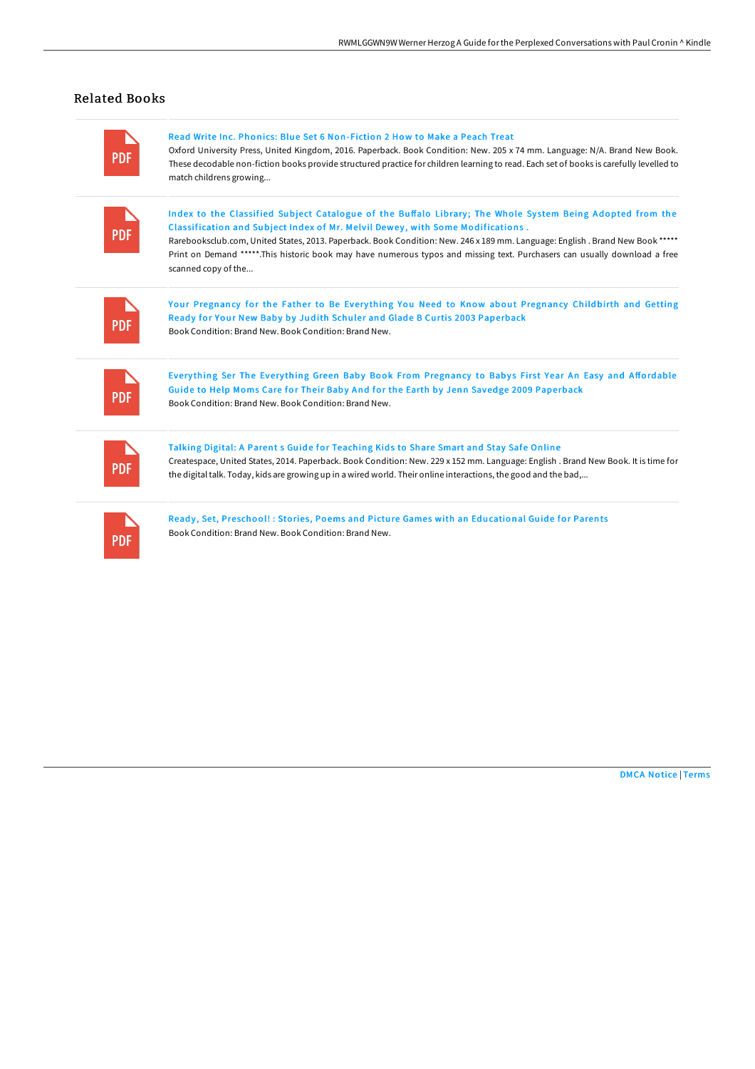## Related Books

**Read Write Inc. Phonics: Blue Set 6 Non-Fiction 2 How to Make a Peach Treat**

Oxford University Press, United Kingdom, 2016. Paperback. Book Condition: New. 205 x 74 mm. Language: N/A. Brand New Book. These decodable non-fiction books provide structured practice for children learning to read. Each set of books is carefully levelled to match childrens growing...

**Index to the Classified Subject Catalogue of the Buffalo Library; The Whole System Being Adopted from the Classification and Subject Index of Mr. Melvil Dewey, with Some Modifications .**

Rarebooksclub.com, United States, 2013. Paperback. Book Condition: New. 246 x 189 mm. Language: English . Brand New Book ***** Print on Demand *****.This historic book may have numerous typos and missing text. Purchasers can usually download a free scanned copy of the...

**Your Pregnancy for the Father to Be Everything You Need to Know about Pregnancy Childbirth and Getting Ready for Your New Baby by Judith Schuler and Glade B Curtis 2003 Paperback**

Book Condition: Brand New. Book Condition: Brand New.

**Everything Ser The Everything Green Baby Book From Pregnancy to Babys First Year An Easy and Affordable Guide to Help Moms Care for Their Baby And for the Earth by Jenn Savedge 2009 Paperback**

Book Condition: Brand New. Book Condition: Brand New.

**Talking Digital: A Parent s Guide for Teaching Kids to Share Smart and Stay Safe Online**

Createspace, United States, 2014. Paperback. Book Condition: New. 229 x 152 mm. Language: English . Brand New Book. It is time for the digital talk. Today, kids are growing up in a wired world. Their online interactions, the good and the bad,...

**Ready, Set, Preschool! : Stories, Poems and Picture Games with an Educational Guide for Parents**

Book Condition: Brand New. Book Condition: Brand New.